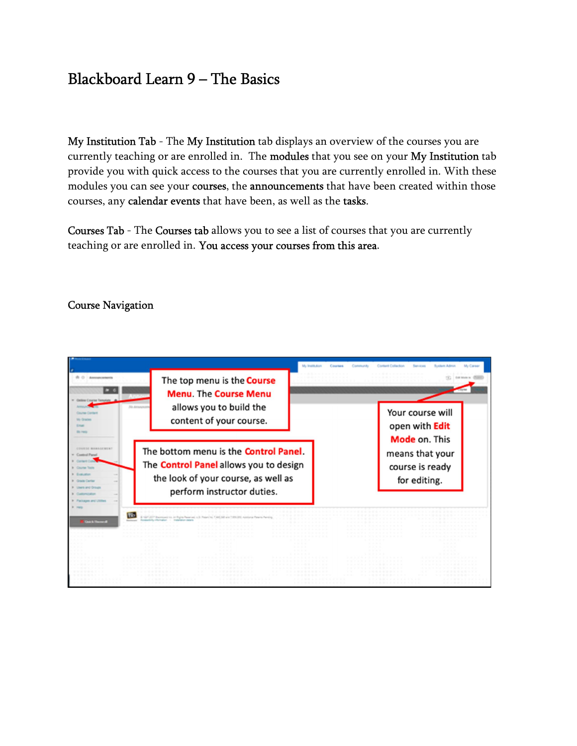# Blackboard Learn 9 – The Basics

My Institution Tab - The My Institution tab displays an overview of the courses you are currently teaching or are enrolled in. The modules that you see on your My Institution tab provide you with quick access to the courses that you are currently enrolled in. With these modules you can see your courses, the announcements that have been created within those courses, any calendar events that have been, as well as the tasks.

Courses Tab - The Courses tab allows you to see a list of courses that you are currently teaching or are enrolled in. You access your courses from this area.

## Course Navigation

The top menu is the **Course Menu**. The **Course Menu** allows you to build the content of your course.

The bottom menu is the **Control Panel**. The **Control Panel** allows you to design the look of your course, as well as perform instructor duties.

Your course will open with **Edit Mode** on. This means that your course is ready for editing.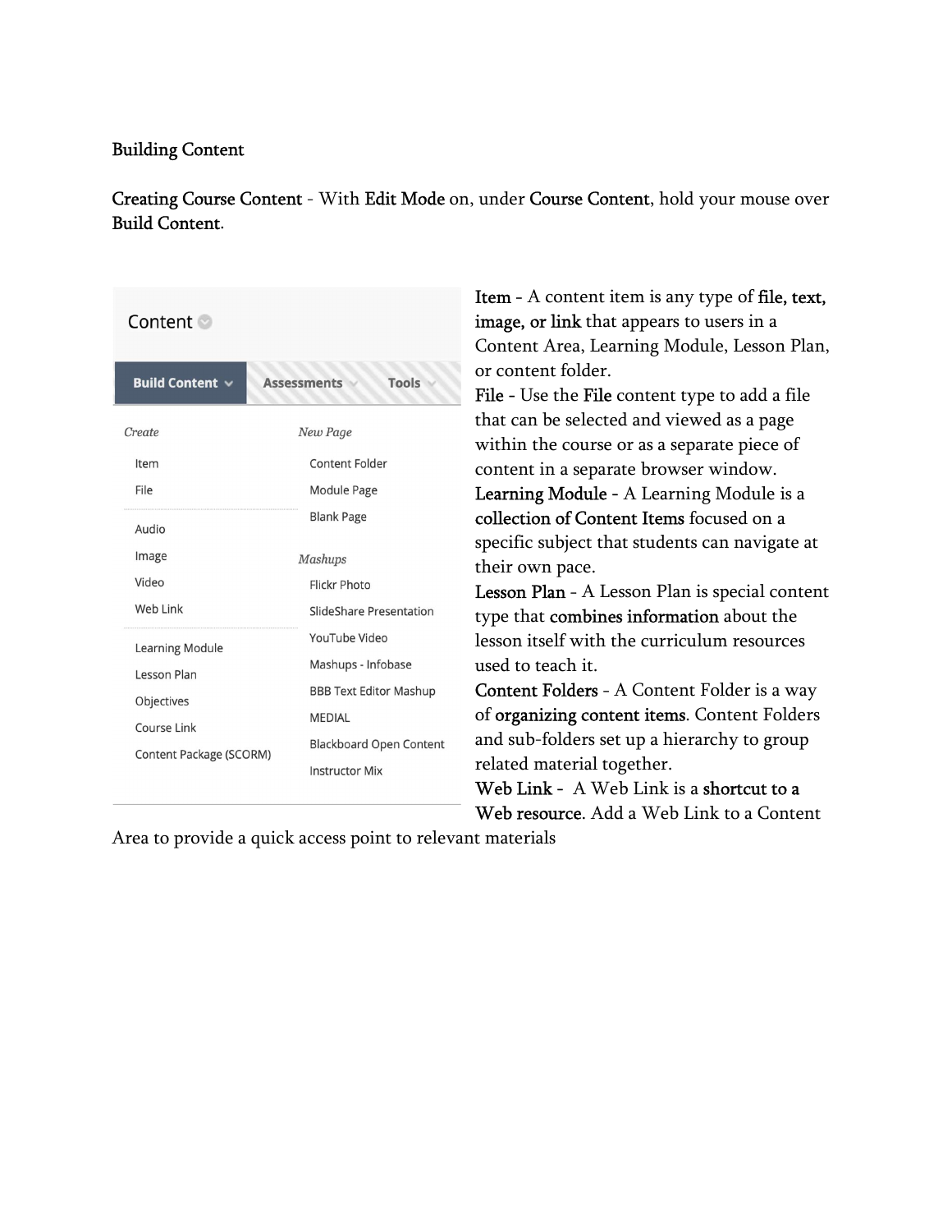# Building Content

**Creating Course Content** - With **Edit Mode** on, under **Course Content**, hold your mouse over **Build Content**.

**Item** - A content item is any type of **file, text, image, or link** that appears to users in a Content Area, Learning Module, Lesson Plan, or content folder.

**File** - Use the **File** content type to add a file that can be selected and viewed as a page within the course or as a separate piece of content in a separate browser window.

**Learning Module** - A Learning Module is a **collection of Content Items** focused on a specific subject that students can navigate at their own pace.

**Lesson Plan** - A Lesson Plan is special content type that **combines information** about the lesson itself with the curriculum resources used to teach it.

**Content Folders** - A Content Folder is a way of **organizing content items**. Content Folders and sub-folders set up a hierarchy to group related material together.

**Web Link** - A Web Link is a **shortcut to a Web resource**. Add a Web Link to a Content Area to provide a quick access point to relevant materials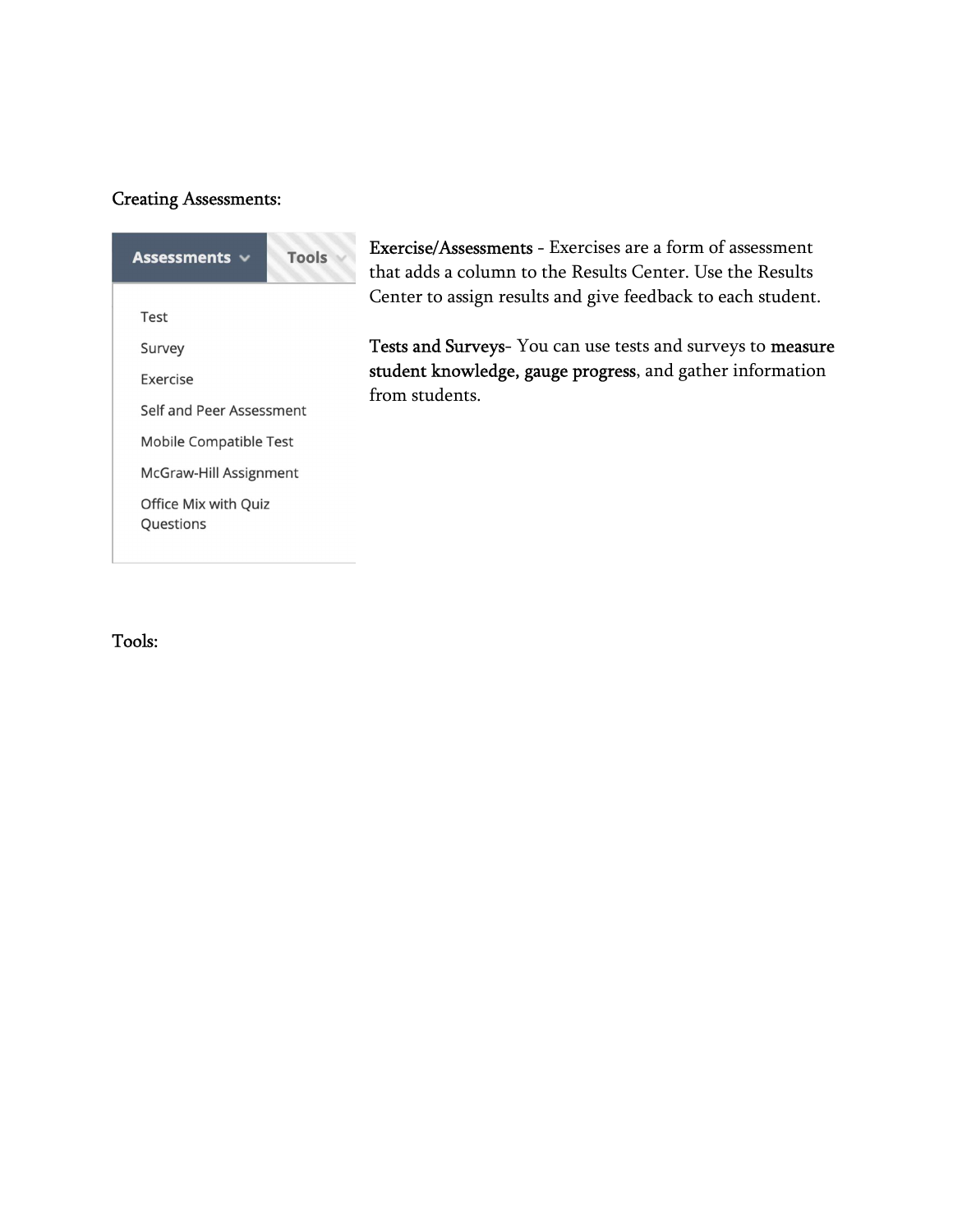Creating Assessments:

**Assessments** | **Tools**

- Test
- Survey
- Exercise
- Self and Peer Assessment
- Mobile Compatible Test
- McGraw-Hill Assignment
- Office Mix with Quiz Questions

Exercise/Assessments - Exercises are a form of assessment that adds a column to the Results Center. Use the Results Center to assign results and give feedback to each student.

Tests and Surveys- You can use tests and surveys to measure student knowledge, gauge progress, and gather information from students.

Tools: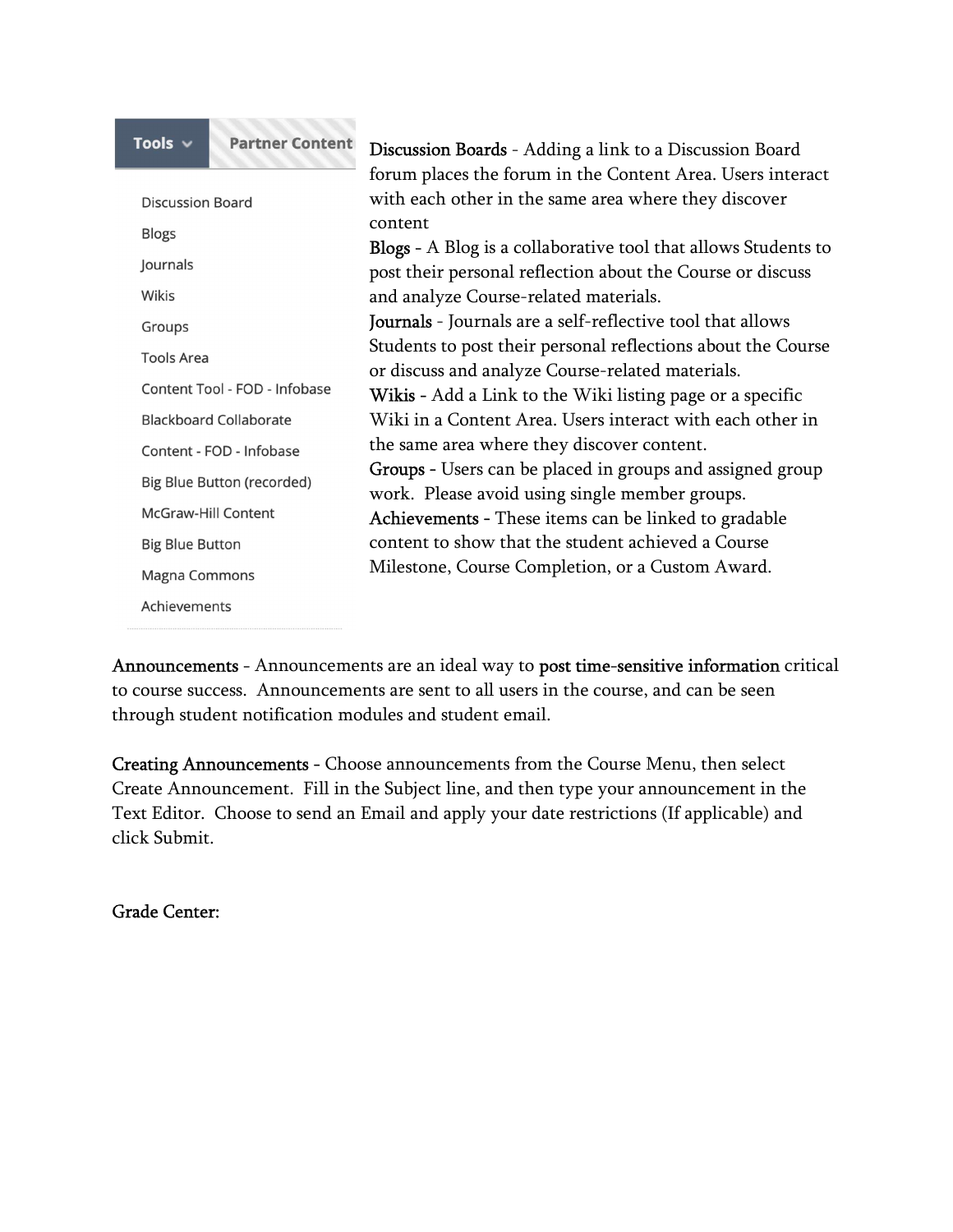Tools | Partner Content

- Discussion Board
- Blogs
- Journals
- Wikis
- Groups
- Tools Area
- Content Tool - FOD - Infobase
- Blackboard Collaborate
- Content - FOD - Infobase
- Big Blue Button (recorded)
- McGraw-Hill Content
- Big Blue Button
- Magna Commons
- Achievements

Discussion Boards - Adding a link to a Discussion Board forum places the forum in the Content Area. Users interact with each other in the same area where they discover content

Blogs - A Blog is a collaborative tool that allows Students to post their personal reflection about the Course or discuss and analyze Course-related materials.

Journals - Journals are a self-reflective tool that allows Students to post their personal reflections about the Course or discuss and analyze Course-related materials.

Wikis - Add a Link to the Wiki listing page or a specific Wiki in a Content Area. Users interact with each other in the same area where they discover content.

Groups - Users can be placed in groups and assigned group work. Please avoid using single member groups.

Achievements - These items can be linked to gradable content to show that the student achieved a Course Milestone, Course Completion, or a Custom Award.

Announcements - Announcements are an ideal way to post time-sensitive information critical to course success. Announcements are sent to all users in the course, and can be seen through student notification modules and student email.

Creating Announcements - Choose announcements from the Course Menu, then select Create Announcement. Fill in the Subject line, and then type your announcement in the Text Editor. Choose to send an Email and apply your date restrictions (If applicable) and click Submit.

Grade Center: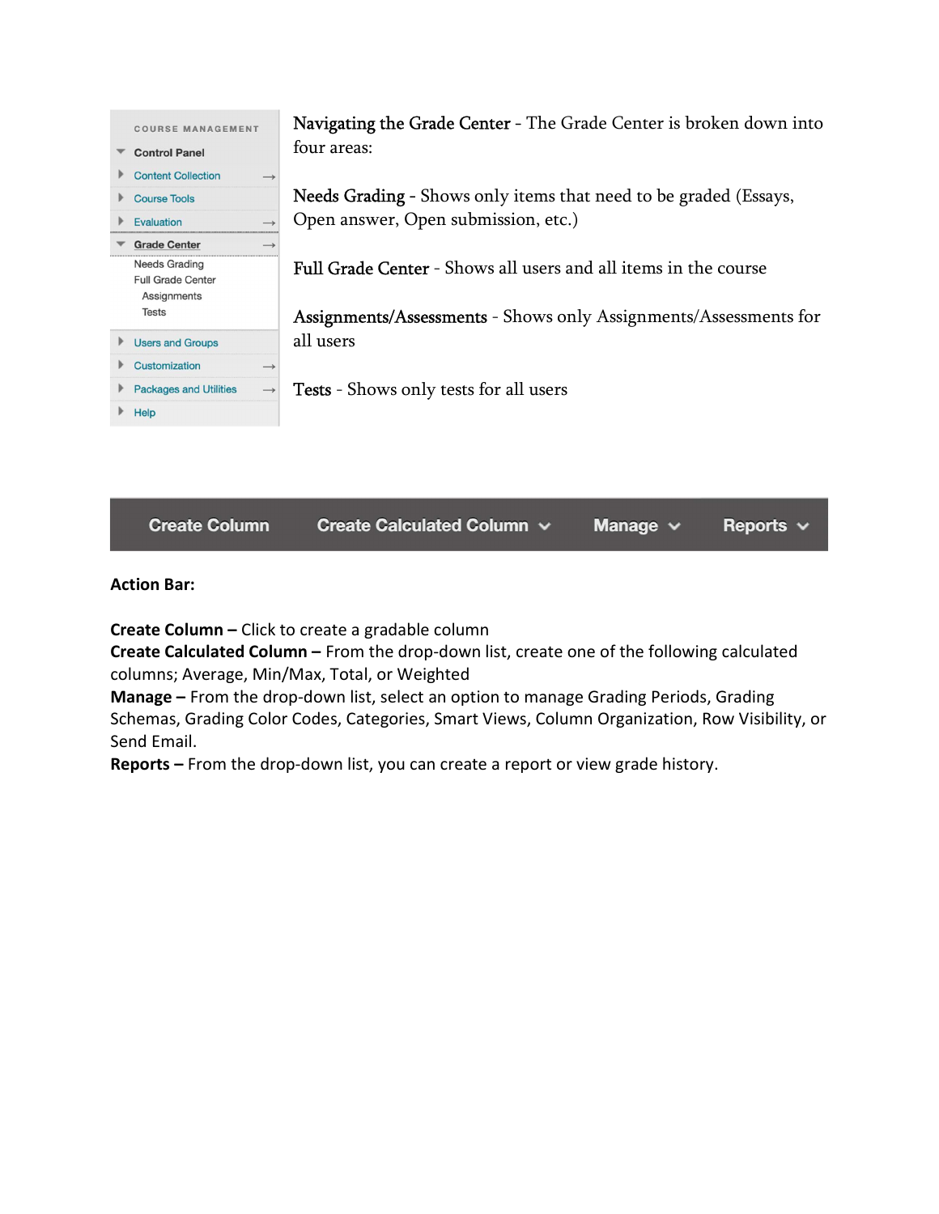COURSE MANAGEMENT

- Control Panel
- Content Collection
- Course Tools
- Evaluation
- Grade Center
  - Needs Grading
  - Full Grade Center
    - Assignments
    - Tests
- Users and Groups
- Customization
- Packages and Utilities
- Help

Navigating the Grade Center - The Grade Center is broken down into four areas:

Needs Grading - Shows only items that need to be graded (Essays, Open answer, Open submission, etc.)

Full Grade Center - Shows all users and all items in the course

Assignments/Assessments - Shows only Assignments/Assessments for all users

Tests - Shows only tests for all users

Create Column | Create Calculated Column | Manage | Reports

**Action Bar:**

**Create Column –** Click to create a gradable column
**Create Calculated Column –** From the drop-down list, create one of the following calculated columns; Average, Min/Max, Total, or Weighted
**Manage –** From the drop-down list, select an option to manage Grading Periods, Grading Schemas, Grading Color Codes, Categories, Smart Views, Column Organization, Row Visibility, or Send Email.
**Reports –** From the drop-down list, you can create a report or view grade history.